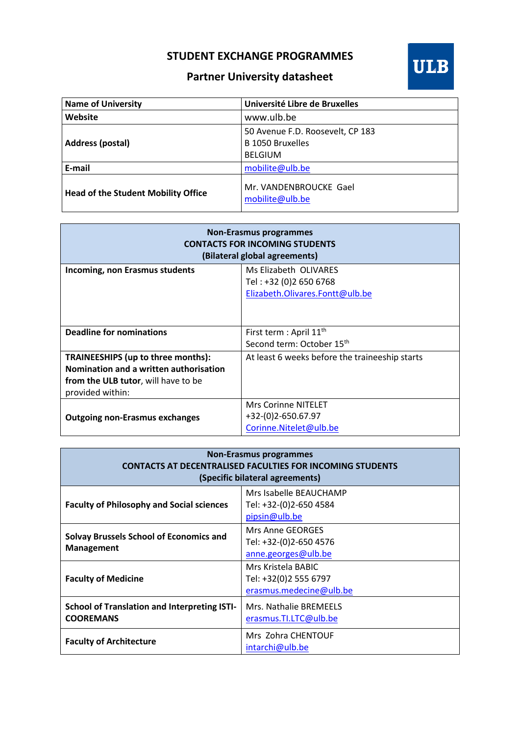# STUDENT EXCHANGE PROGRAMMES

## Partner University datasheet

| **Name of University** | **Université Libre de Bruxelles** |
|---|---|
| **Website** | www.ulb.be |
| **Address (postal)** | 50 Avenue F.D. Roosevelt, CP 183<br>B 1050 Bruxelles<br>BELGIUM |
| **E-mail** | mobilite@ulb.be |
| **Head of the Student Mobility Office** | Mr. VANDENBROUCKE Gael<br>mobilite@ulb.be |

| **Non-Erasmus programmes<br>CONTACTS FOR INCOMING STUDENTS<br>(Bilateral global agreements)** | |
|---|---|
| **Incoming, non Erasmus students** | Ms Elizabeth OLIVARES<br>Tel : +32 (0)2 650 6768<br>Elizabeth.Olivares.Fontt@ulb.be |
| **Deadline for nominations** | First term : April 11th<br>Second term: October 15th |
| **TRAINEESHIPS (up to three months): Nomination and a written authorisation from the ULB tutor**, will have to be provided within: | At least 6 weeks before the traineeship starts |
| **Outgoing non-Erasmus exchanges** | Mrs Corinne NITELET<br>+32-(0)2-650.67.97<br>Corinne.Nitelet@ulb.be |

| **Non-Erasmus programmes<br>CONTACTS AT DECENTRALISED FACULTIES FOR INCOMING STUDENTS<br>(Specific bilateral agreements)** | |
|---|---|
| **Faculty of Philosophy and Social sciences** | Mrs Isabelle BEAUCHAMP<br>Tel: +32-(0)2-650 4584<br>pipsin@ulb.be |
| **Solvay Brussels School of Economics and Management** | Mrs Anne GEORGES<br>Tel: +32-(0)2-650 4576<br>anne.georges@ulb.be |
| **Faculty of Medicine** | Mrs Kristela BABIC<br>Tel: +32(0)2 555 6797<br>erasmus.medecine@ulb.be |
| **School of Translation and Interpreting ISTI-COOREMANS** | Mrs. Nathalie BREMEELS<br>erasmus.TI.LTC@ulb.be |
| **Faculty of Architecture** | Mrs Zohra CHENTOUF<br>intarchi@ulb.be |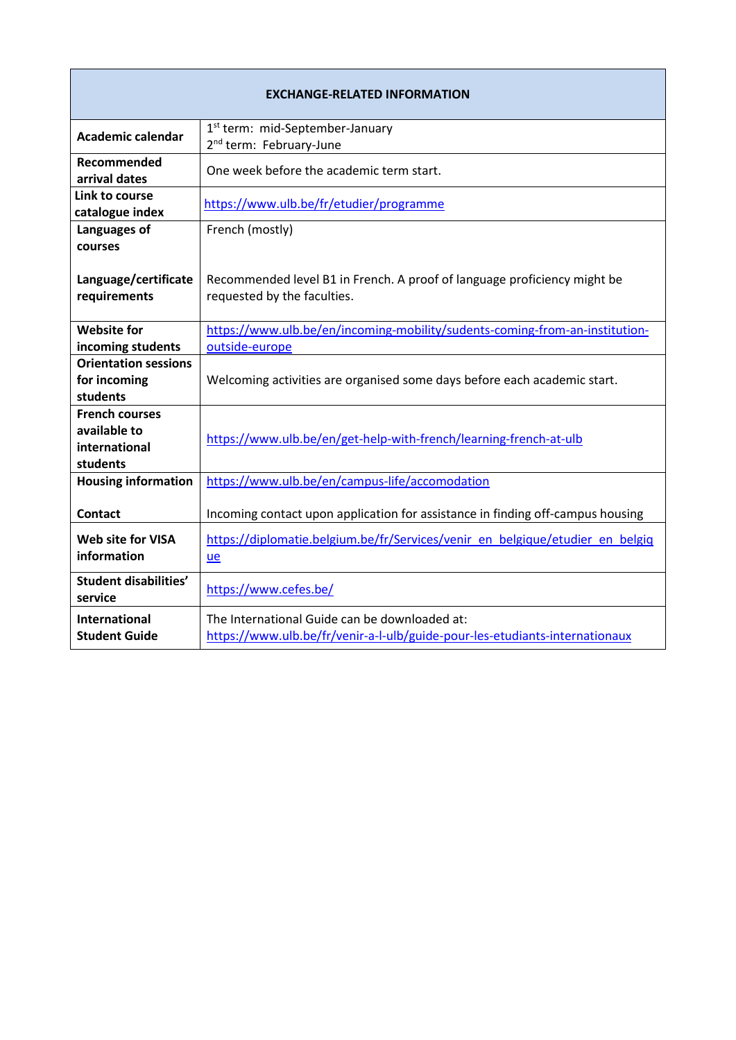| EXCHANGE-RELATED INFORMATION | |
|---|---|
| **Academic calendar** | 1st term: mid-September-January<br>2nd term: February-June |
| **Recommended arrival dates** | One week before the academic term start. |
| **Link to course catalogue index** | https://www.ulb.be/fr/etudier/programme |
| **Languages of courses**<br><br>**Language/certificate requirements** | French (mostly)<br><br>Recommended level B1 in French. A proof of language proficiency might be requested by the faculties. |
| **Website for incoming students** | https://www.ulb.be/en/incoming-mobility/sudents-coming-from-an-institution-outside-europe |
| **Orientation sessions for incoming students** | Welcoming activities are organised some days before each academic start. |
| **French courses available to international students** | https://www.ulb.be/en/get-help-with-french/learning-french-at-ulb |
| **Housing information**<br><br>**Contact** | https://www.ulb.be/en/campus-life/accomodation<br><br>Incoming contact upon application for assistance in finding off-campus housing |
| **Web site for VISA information** | https://diplomatie.belgium.be/fr/Services/venir_en_belgique/etudier_en_belgique |
| **Student disabilities' service** | https://www.cefes.be/ |
| **International Student Guide** | The International Guide can be downloaded at:<br>https://www.ulb.be/fr/venir-a-l-ulb/guide-pour-les-etudiants-internationaux |